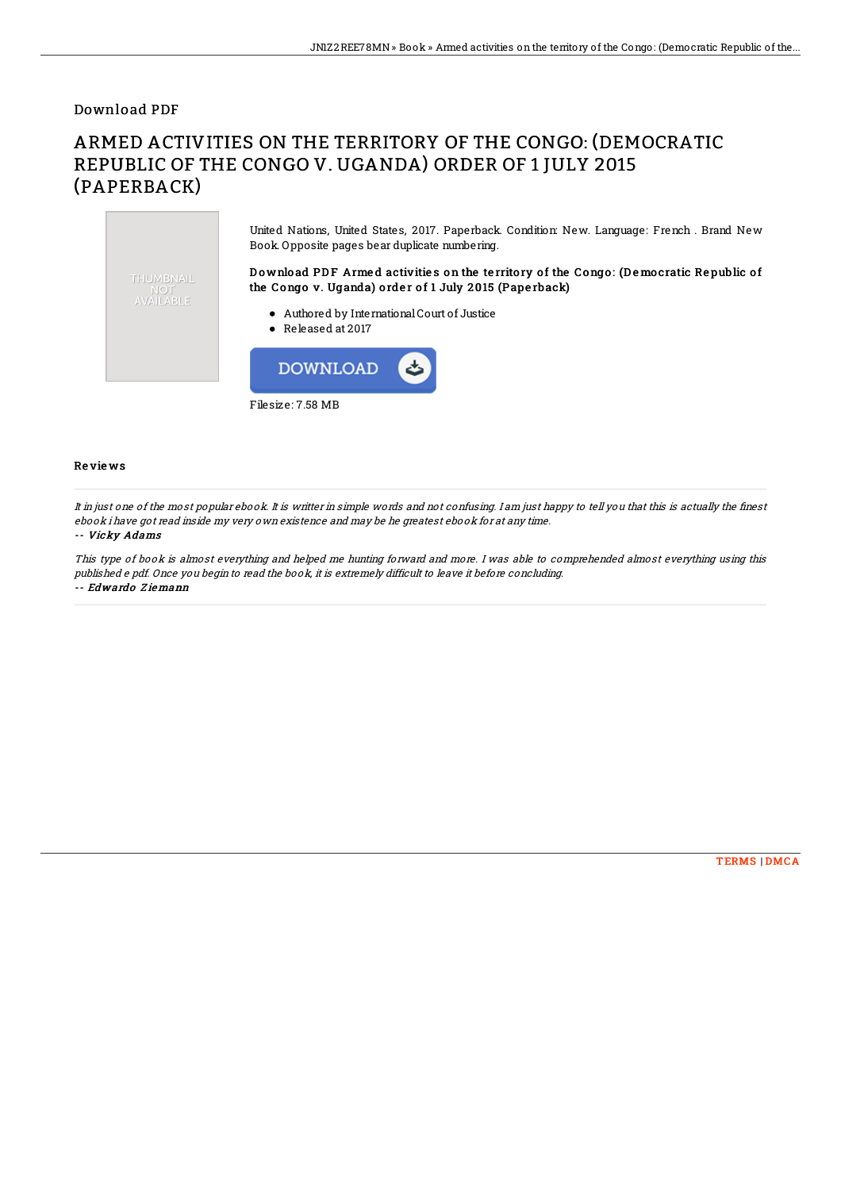Download PDF

# ARMED ACTIVITIES ON THE TERRITORY OF THE CONGO: (DEMOCRATIC REPUBLIC OF THE CONGO V. UGANDA) ORDER OF 1 JULY 2015 (PAPERBACK)

United Nations, United States, 2017. Paperback. Condition: New. Language: French . Brand New Book. Opposite pages bear duplicate numbering.

**Download PDF Armed activities on the territory of the Congo: (Democratic Republic of the Congo v. Uganda) order of 1 July 2015 (Paperback)**

- Authored by International Court of Justice
- Released at 2017

DOWNLOAD

Filesize: 7.58 MB

## Reviews

*It in just one of the most popular ebook. It is writter in simple words and not confusing. I am just happy to tell you that this is actually the finest ebook i have got read inside my very own existence and may be he greatest ebook for at any time.*

*-- Vicky Adams*

*This type of book is almost everything and helped me hunting forward and more. I was able to comprehended almost everything using this published e pdf. Once you begin to read the book, it is extremely difficult to leave it before concluding.*

*-- Edwardo Ziemann*

TERMS | DMCA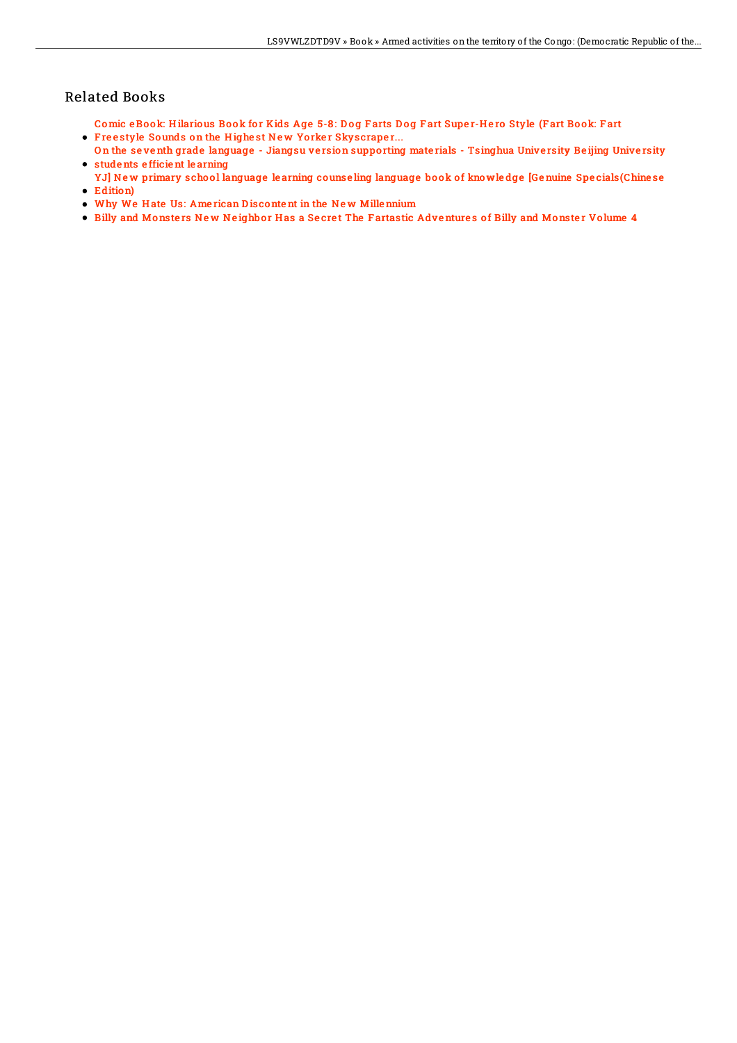## Related Books

- Comic eBook: Hilarious Book for Kids Age 5-8: Dog Farts Dog Fart Super-Hero Style (Fart Book: Fart Freestyle Sounds on the Highest New Yorker Skyscraper...
- On the seventh grade language - Jiangsu version supporting materials - Tsinghua University Beijing University students efficient learning
- YJ] New primary school language learning counseling language book of knowledge [Genuine Specials(Chinese Edition)
- Why We Hate Us: American Discontent in the New Millennium
- Billy and Monsters New Neighbor Has a Secret The Fartastic Adventures of Billy and Monster Volume 4